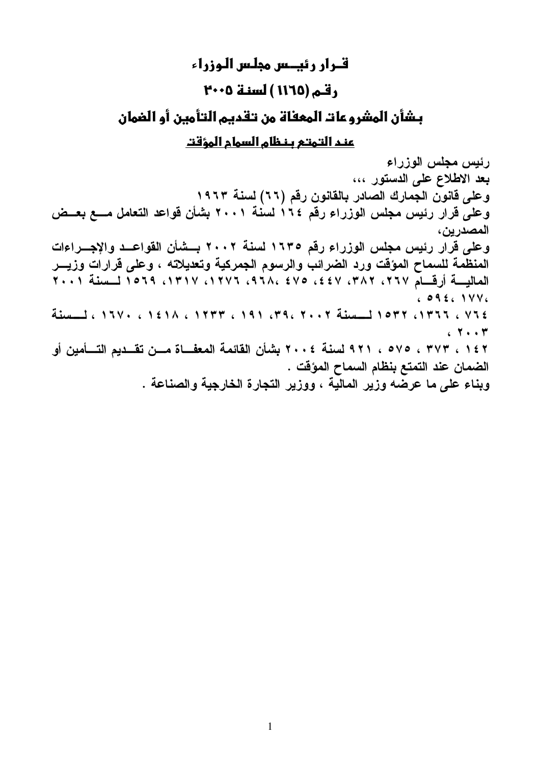# قــرار رئيــس مجلس الــوزراء

## رقـم (١١٦٥) لسنـة ٢٠٠٥

## بـشأن المشروعات المعفاة من تقديم التأمين أو الضمان

## <u>عند التمتع بـنظام السماح المؤقت</u>

**رئيس مجلس الوزراء**

**بعد الاطلاع على الدستور ،،،**

**وعلى قانون الجمارك الصادر بالقانون رقم (٦٦) لسنة ١٩٦٣**

**وعلى قرار رئيس مجلس الوزراء رقم ١٦٤ لسنة ٢٠٠١ بشأن قواعد التعامل مـــع بعــض المصدرين،**

**وعلى قرار رئيس مجلس الوزراء رقم ١٦٣٥ لسنة ٢٠٠٢ بـــشأن القواعـــد والإجـــراءات المنظمة للسماح المؤقت ورد الضرائب والرسوم الجمركية وتعديلاته ، وعلى قرارات وزيـــر الماليـــة أرقـــام ٢٦٧، ٣٨٢، ٤٤٧، ٤٧٥، ٩٦٨، ١٢٧٦، ١٣١٧، ١٥٦٩ لـــسنة ٢٠٠١ ، ١٧٧، ٥٩٤ ،**

**٧٦٤ ، ١٣٦٦، ١٥٣٢ لـــسنة ٢٠٠٢ ،٣٩، ١٩١ ، ١٢٣٣ ، ١٤١٨ ، ١٦٧٠ ، لـــسنة ٢٠٠٣ ،**

**١٤٢ ، ٣٧٣ ، ٥٧٥ ، ٩٢١ لسنة ٢٠٠٤ بشأن القائمة المعفـــاة مـــن تقـــديم التـــأمين أو الضمان عند التمتع بنظام السماح المؤقت .**

**وبناء على ما عرضه وزير المالية ، ووزير التجارة الخارجية والصناعة .**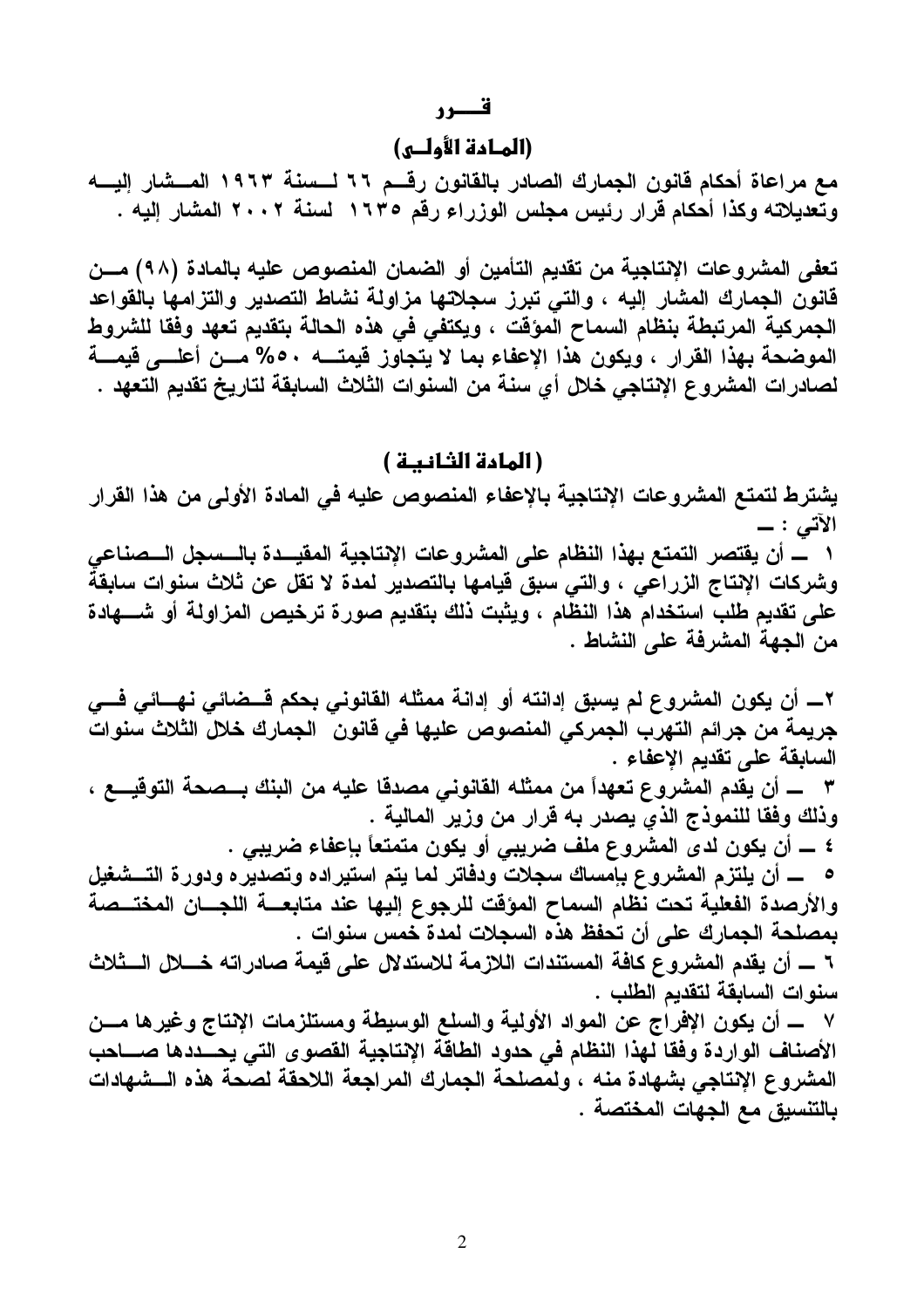# قـــــرر

## (المـادة الأولــى)

مع مراعاة أحكام قانون الجمارك الصادر بالقانون رقـــم ٦٦ لـــسنة ١٩٦٣ المـــشار إليـــه وتعديلاته وكذا أحكام قرار رئيس مجلس الوزراء رقم ١٦٣٥ لسنة ٢٠٠٢ المشار إليه .

تعفى المشروعات الإنتاجية من تقديم التأمين أو الضمان المنصوص عليه بالمادة (٩٨) مـــن قانون الجمارك المشار إليه ، والتي تبرز سجلاتها مزاولة نشاط التصدير والتزامها بالقواعد الجمركية المرتبطة بنظام السماح المؤقت ، ويكتفي في هذه الحالة بتقديم تعهد وفقا للشروط الموضحة بهذا القرار ، ويكون هذا الإعفاء بما لا يتجاوز قيمتـــه ٥٠% مـــن أعلـــى قيمـــة لصادرات المشروع الإنتاجي خلال أي سنة من السنوات الثلاث السابقة لتاريخ تقديم التعهد .

## ( المادة الثـانيـة )

يشترط لتمتع المشروعات الإنتاجية بالإعفاء المنصوص عليه في المادة الأولى من هذا القرار الآتي : ــ

١ ــ أن يقتصر التمتع بهذا النظام على المشروعات الإنتاجية المقيـــدة بالـــسجل الـــصناعي وشركات الإنتاج الزراعي ، والتي سبق قيامها بالتصدير لمدة لا تقل عن ثلاث سنوات سابقة على تقديم طلب استخدام هذا النظام ، ويثبت ذلك بتقديم صورة ترخيص المزاولة أو شـــهادة من الجهة المشرفة على النشاط .

٢ــ أن يكون المشروع لم يسبق إدانته أو إدانة ممثله القانوني بحكم قـــضائي نهـــائي فـــي جريمة من جرائم التهرب الجمركي المنصوص عليها في قانون الجمارك خلال الثلاث سنوات السابقة على تقديم الإعفاء .

٣ ــ أن يقدم المشروع تعهداً من ممثله القانوني مصدقا عليه من البنك بـــصحة التوقيـــع ، وذلك وفقا للنموذج الذي يصدر به قرار من وزير المالية .

٤ ــ أن يكون لدى المشروع ملف ضريبي أو يكون متمتعاً بإعفاء ضريبي .

٥ ــ أن يلتزم المشروع بإمساك سجلات ودفاتر لما يتم استيراده وتصديره ودورة التـــشغيل والأرصدة الفعلية تحت نظام السماح المؤقت للرجوع إليها عند متابعـــة اللجـــان المختـــصة بمصلحة الجمارك على أن تحفظ هذه السجلات لمدة خمس سنوات .

٦ ــ أن يقدم المشروع كافة المستندات اللازمة للاستدلال على قيمة صادراته خـــلال الـــثلاث سنوات السابقة لتقديم الطلب .

٧ ــ أن يكون الإفراج عن المواد الأولية والسلع الوسيطة ومستلزمات الإنتاج وغيرها مـــن الأصناف الواردة وفقا لهذا النظام في حدود الطاقة الإنتاجية القصوى التي يحـــددها صـــاحب المشروع الإنتاجي بشهادة منه ، ولمصلحة الجمارك المراجعة اللاحقة لصحة هذه الـــشهادات بالتنسيق مع الجهات المختصة .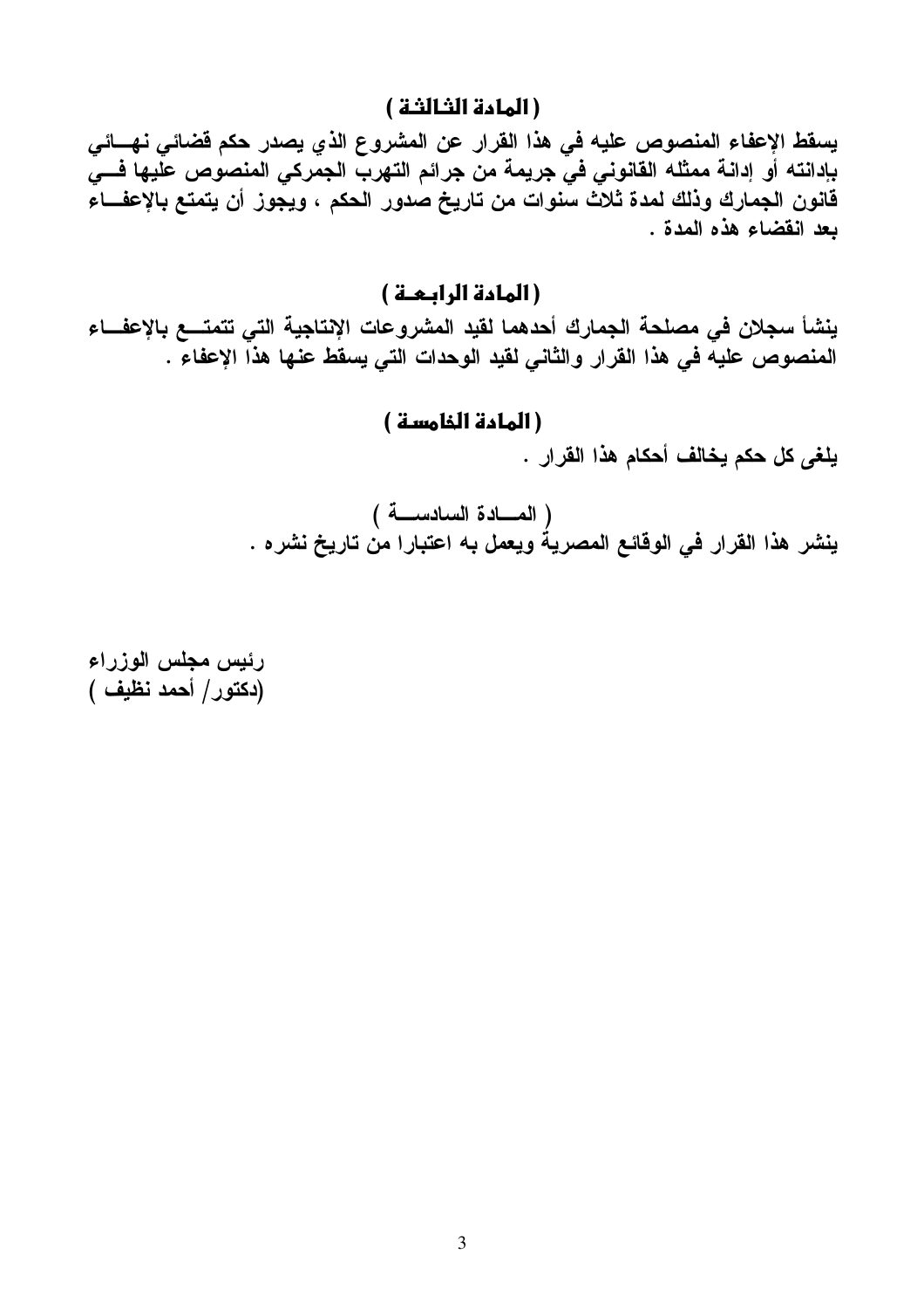### ( المادة الثالثة )

يسقط الإعفاء المنصوص عليه في هذا القرار عن المشروع الذي يصدر حكم قضائي نهائي بإدانته أو إدانة ممثله القانوني في جريمة من جرائم التهرب الجمركي المنصوص عليها في قانون الجمارك وذلك لمدة ثلاث سنوات من تاريخ صدور الحكم ، ويجوز أن يتمتع بالإعفاء بعد انقضاء هذه المدة .

### ( المادة الرابعة )

ينشأ سجلان في مصلحة الجمارك أحدهما لقيد المشروعات الإنتاجية التي تتمتع بالإعفاء المنصوص عليه في هذا القرار والثاني لقيد الوحدات التي يسقط عنها هذا الإعفاء .

### ( المادة الخامسة )

يلغى كل حكم يخالف أحكام هذا القرار .

### ( المادة السادسة )

ينشر هذا القرار في الوقائع المصرية ويعمل به اعتبارا من تاريخ نشره .

رئيس مجلس الوزراء
(دكتور/ أحمد نظيف )